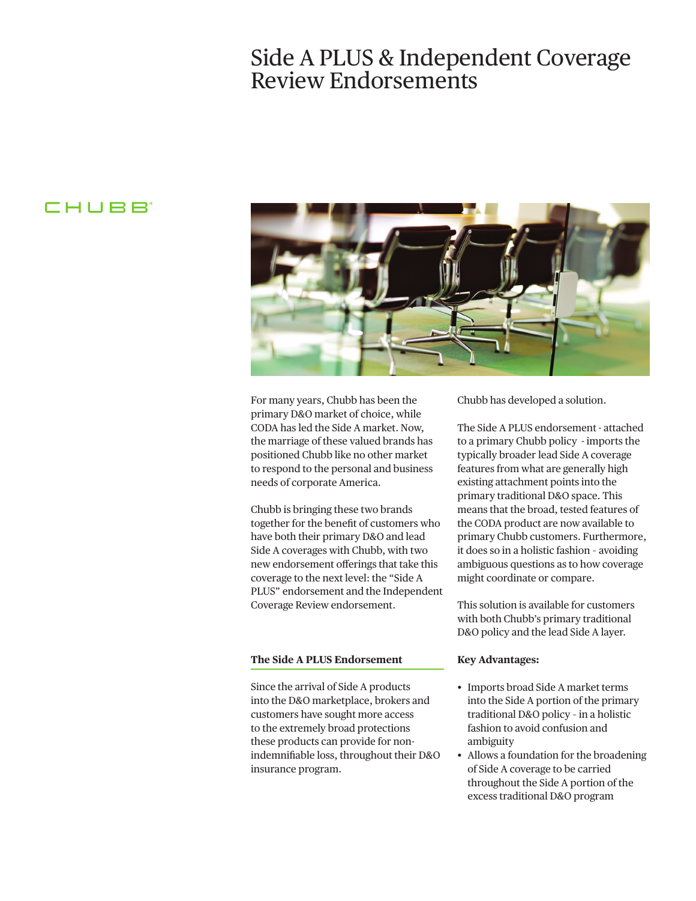# Side A PLUS & Independent Coverage Review Endorsements

CHUBB®

For many years, Chubb has been the primary D&O market of choice, while CODA has led the Side A market. Now, the marriage of these valued brands has positioned Chubb like no other market to respond to the personal and business needs of corporate America.

Chubb is bringing these two brands together for the benefit of customers who have both their primary D&O and lead Side A coverages with Chubb, with two new endorsement offerings that take this coverage to the next level: the "Side A PLUS" endorsement and the Independent Coverage Review endorsement.

### The Side A PLUS Endorsement

Since the arrival of Side A products into the D&O marketplace, brokers and customers have sought more access to the extremely broad protections these products can provide for non-indemnifiable loss, throughout their D&O insurance program.

Chubb has developed a solution.

The Side A PLUS endorsement - attached to a primary Chubb policy - imports the typically broader lead Side A coverage features from what are generally high existing attachment points into the primary traditional D&O space. This means that the broad, tested features of the CODA product are now available to primary Chubb customers. Furthermore, it does so in a holistic fashion – avoiding ambiguous questions as to how coverage might coordinate or compare.

This solution is available for customers with both Chubb's primary traditional D&O policy and the lead Side A layer.

**Key Advantages:**

- Imports broad Side A market terms into the Side A portion of the primary traditional D&O policy – in a holistic fashion to avoid confusion and ambiguity
- Allows a foundation for the broadening of Side A coverage to be carried throughout the Side A portion of the excess traditional D&O program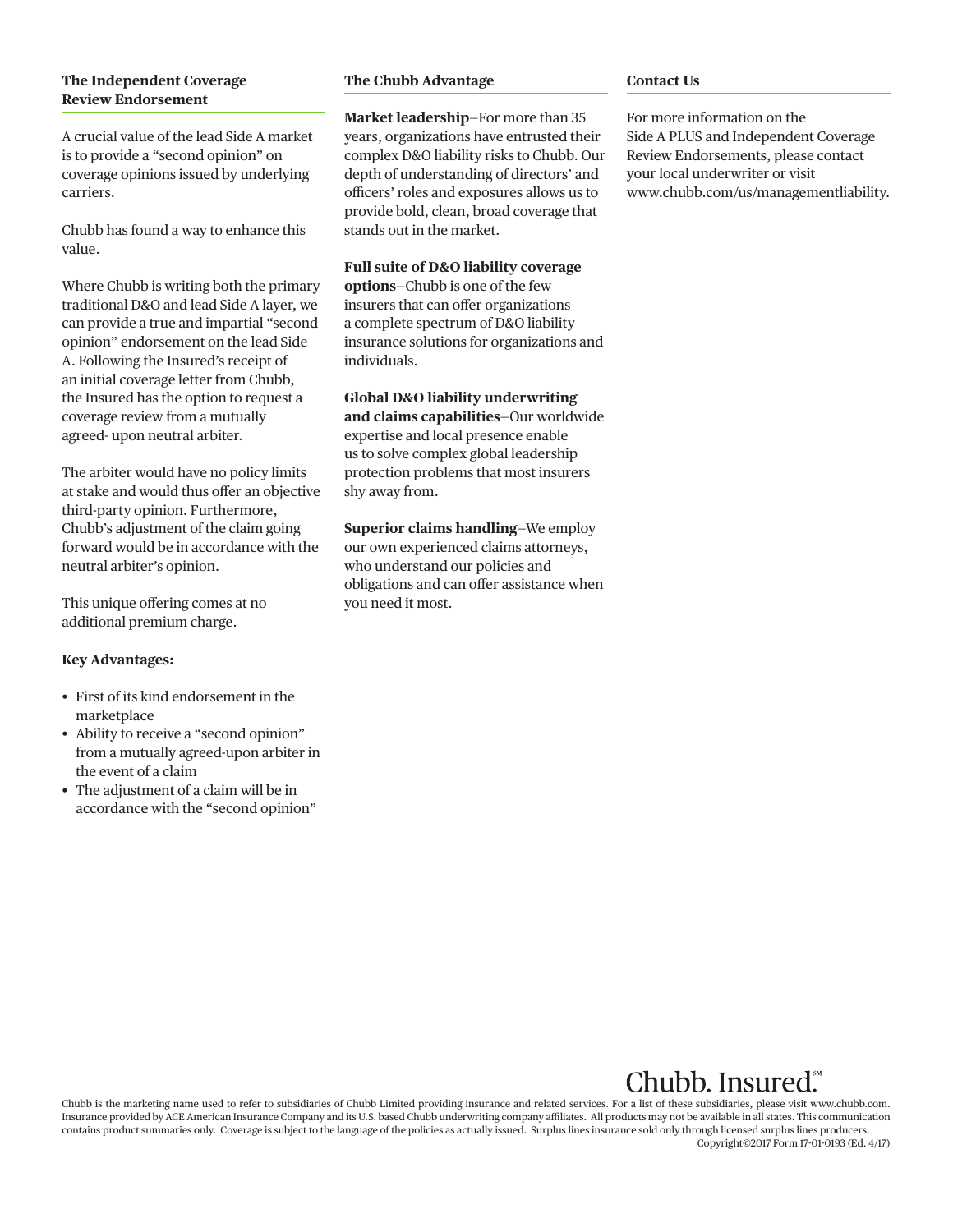## The Independent Coverage Review Endorsement

A crucial value of the lead Side A market is to provide a "second opinion" on coverage opinions issued by underlying carriers.

Chubb has found a way to enhance this value.

Where Chubb is writing both the primary traditional D&O and lead Side A layer, we can provide a true and impartial "second opinion" endorsement on the lead Side A. Following the Insured's receipt of an initial coverage letter from Chubb, the Insured has the option to request a coverage review from a mutually agreed- upon neutral arbiter.

The arbiter would have no policy limits at stake and would thus offer an objective third-party opinion. Furthermore, Chubb's adjustment of the claim going forward would be in accordance with the neutral arbiter's opinion.

This unique offering comes at no additional premium charge.

**Key Advantages:**

- First of its kind endorsement in the marketplace
- Ability to receive a "second opinion" from a mutually agreed-upon arbiter in the event of a claim
- The adjustment of a claim will be in accordance with the "second opinion"

## The Chubb Advantage

**Market leadership**–For more than 35 years, organizations have entrusted their complex D&O liability risks to Chubb. Our depth of understanding of directors' and officers' roles and exposures allows us to provide bold, clean, broad coverage that stands out in the market.

**Full suite of D&O liability coverage options**–Chubb is one of the few insurers that can offer organizations a complete spectrum of D&O liability insurance solutions for organizations and individuals.

**Global D&O liability underwriting and claims capabilities**–Our worldwide expertise and local presence enable us to solve complex global leadership protection problems that most insurers shy away from.

**Superior claims handling**–We employ our own experienced claims attorneys, who understand our policies and obligations and can offer assistance when you need it most.

## Contact Us

For more information on the Side A PLUS and Independent Coverage Review Endorsements, please contact your local underwriter or visit www.chubb.com/us/managementliability.

Chubb. Insured.℠

Chubb is the marketing name used to refer to subsidiaries of Chubb Limited providing insurance and related services. For a list of these subsidiaries, please visit www.chubb.com. Insurance provided by ACE American Insurance Company and its U.S. based Chubb underwriting company affiliates. All products may not be available in all states. This communication contains product summaries only. Coverage is subject to the language of the policies as actually issued. Surplus lines insurance sold only through licensed surplus lines producers.
Copyright©2017 Form 17-01-0193 (Ed. 4/17)